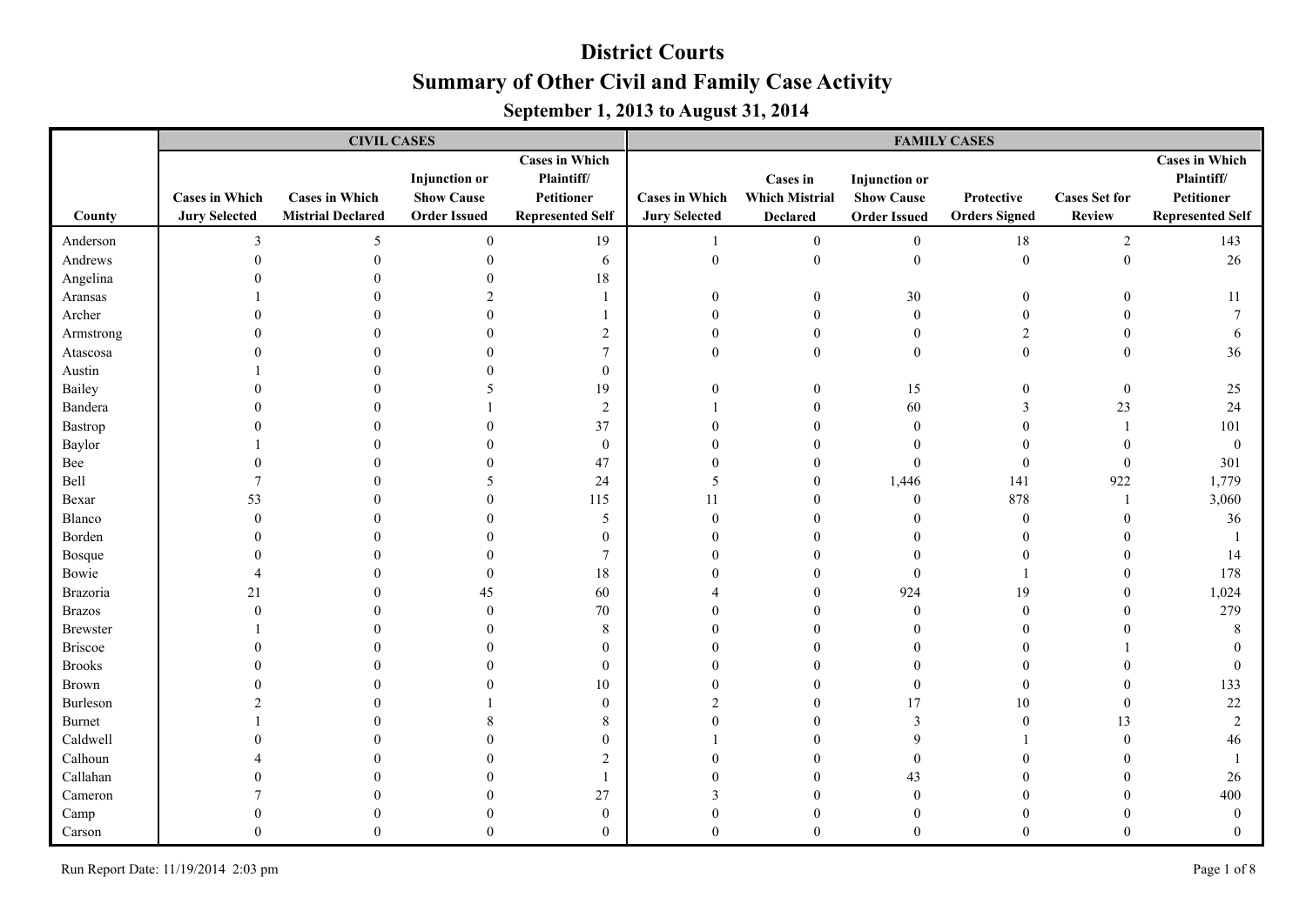# District Courts

## Summary of Other Civil and Family Case Activity

### September 1, 2013 to August 31, 2014

| County | CIVIL CASES | | | | FAMILY CASES | | | | | |
|---|---|---|---|---|---|---|---|---|---|---|
| | Cases in Which Jury Selected | Cases in Which Mistrial Declared | Injunction or Show Cause Order Issued | Cases in Which Plaintiff/ Petitioner Represented Self | Cases in Which Jury Selected | Cases in Which Mistrial Declared | Injunction or Show Cause Order Issued | Protective Orders Signed | Cases Set for Review | Cases in Which Plaintiff/ Petitioner Represented Self |
| Anderson | 3 | 5 | 0 | 19 | 1 | 0 | 0 | 18 | 2 | 143 |
| Andrews | 0 | 0 | 0 | 6 | 0 | 0 | 0 | 0 | 0 | 26 |
| Angelina | 0 | 0 | 0 | 18 | | | | | | |
| Aransas | 1 | 0 | 2 | 1 | 0 | 0 | 30 | 0 | 0 | 11 |
| Archer | 0 | 0 | 0 | 1 | 0 | 0 | 0 | 0 | 0 | 7 |
| Armstrong | 0 | 0 | 0 | 2 | 0 | 0 | 0 | 2 | 0 | 6 |
| Atascosa | 0 | 0 | 0 | 7 | 0 | 0 | 0 | 0 | 0 | 36 |
| Austin | 1 | 0 | 0 | 0 | | | | | | |
| Bailey | 0 | 0 | 5 | 19 | 0 | 0 | 15 | 0 | 0 | 25 |
| Bandera | 0 | 0 | 1 | 2 | 1 | 0 | 60 | 3 | 23 | 24 |
| Bastrop | 0 | 0 | 0 | 37 | 0 | 0 | 0 | 0 | 1 | 101 |
| Baylor | 1 | 0 | 0 | 0 | 0 | 0 | 0 | 0 | 0 | 0 |
| Bee | 0 | 0 | 0 | 47 | 0 | 0 | 0 | 0 | 0 | 301 |
| Bell | 7 | 0 | 5 | 24 | 5 | 0 | 1,446 | 141 | 922 | 1,779 |
| Bexar | 53 | 0 | 0 | 115 | 11 | 0 | 0 | 878 | 1 | 3,060 |
| Blanco | 0 | 0 | 0 | 5 | 0 | 0 | 0 | 0 | 0 | 36 |
| Borden | 0 | 0 | 0 | 0 | 0 | 0 | 0 | 0 | 0 | 1 |
| Bosque | 0 | 0 | 0 | 7 | 0 | 0 | 0 | 0 | 0 | 14 |
| Bowie | 4 | 0 | 0 | 18 | 0 | 0 | 0 | 1 | 0 | 178 |
| Brazoria | 21 | 0 | 45 | 60 | 4 | 0 | 924 | 19 | 0 | 1,024 |
| Brazos | 0 | 0 | 0 | 70 | 0 | 0 | 0 | 0 | 0 | 279 |
| Brewster | 1 | 0 | 0 | 8 | 0 | 0 | 0 | 0 | 0 | 8 |
| Briscoe | 0 | 0 | 0 | 0 | 0 | 0 | 0 | 0 | 1 | 0 |
| Brooks | 0 | 0 | 0 | 0 | 0 | 0 | 0 | 0 | 0 | 0 |
| Brown | 0 | 0 | 0 | 10 | 0 | 0 | 0 | 0 | 0 | 133 |
| Burleson | 2 | 0 | 1 | 0 | 2 | 0 | 17 | 10 | 0 | 22 |
| Burnet | 1 | 0 | 8 | 8 | 0 | 0 | 3 | 0 | 13 | 2 |
| Caldwell | 0 | 0 | 0 | 0 | 1 | 0 | 9 | 1 | 0 | 46 |
| Calhoun | 4 | 0 | 0 | 2 | 0 | 0 | 0 | 0 | 0 | 1 |
| Callahan | 0 | 0 | 0 | 1 | 0 | 0 | 43 | 0 | 0 | 26 |
| Cameron | 7 | 0 | 0 | 27 | 3 | 0 | 0 | 0 | 0 | 400 |
| Camp | 0 | 0 | 0 | 0 | 0 | 0 | 0 | 0 | 0 | 0 |
| Carson | 0 | 0 | 0 | 0 | 0 | 0 | 0 | 0 | 0 | 0 |

Run Report Date: 11/19/2014 2:03 pm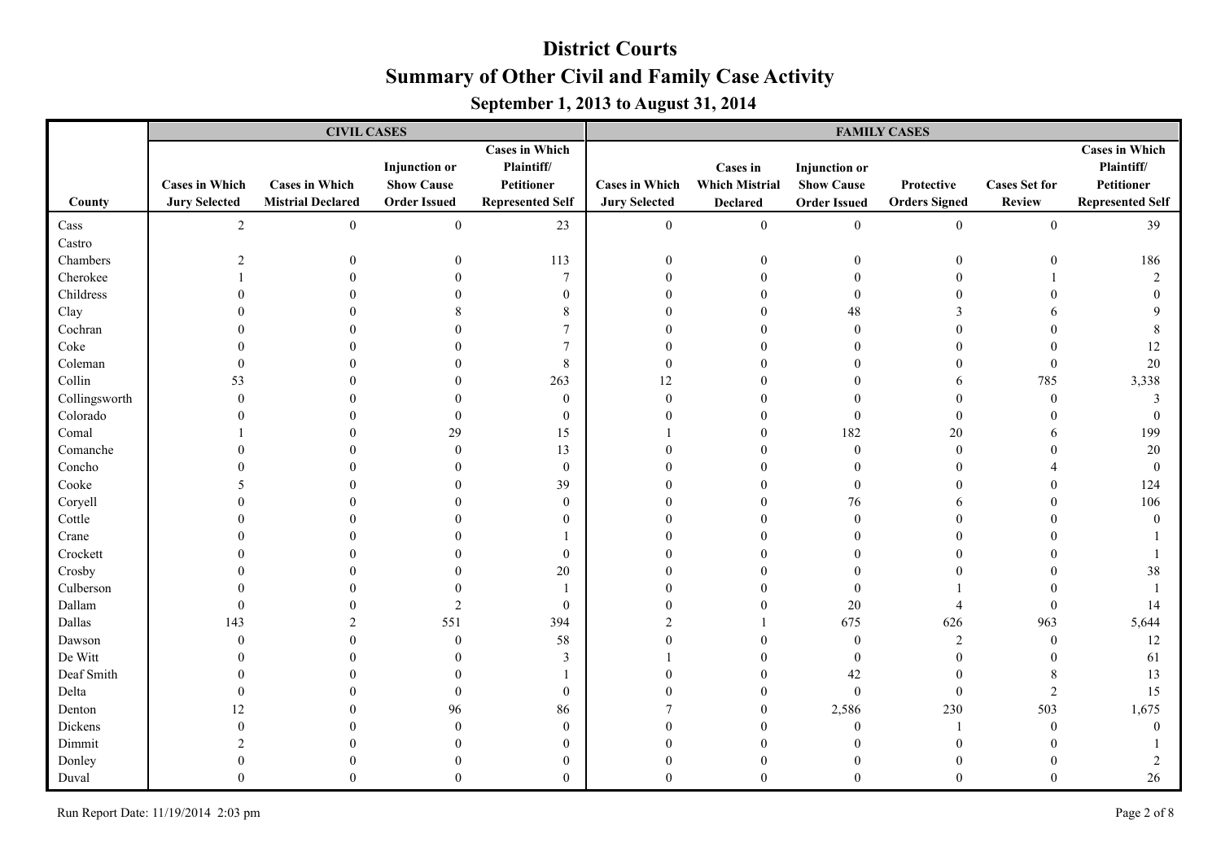# District Courts

## Summary of Other Civil and Family Case Activity

### September 1, 2013 to August 31, 2014

| County | CIVIL CASES | | | | FAMILY CASES | | | | | |
|---|---|---|---|---|---|---|---|---|---|---|
| | Cases in Which Jury Selected | Cases in Which Mistrial Declared | Injunction or Show Cause Order Issued | Cases in Which Plaintiff/ Petitioner Represented Self | Cases in Which Jury Selected | Cases in Which Mistrial Declared | Injunction or Show Cause Order Issued | Protective Orders Signed | Cases Set for Review | Cases in Which Plaintiff/ Petitioner Represented Self |
| Cass | 2 | 0 | 0 | 23 | 0 | 0 | 0 | 0 | 0 | 39 |
| Castro | | | | | | | | | | |
| Chambers | 2 | 0 | 0 | 113 | 0 | 0 | 0 | 0 | 0 | 186 |
| Cherokee | 1 | 0 | 0 | 7 | 0 | 0 | 0 | 0 | 1 | 2 |
| Childress | 0 | 0 | 0 | 0 | 0 | 0 | 0 | 0 | 0 | 0 |
| Clay | 0 | 0 | 8 | 8 | 0 | 0 | 48 | 3 | 6 | 9 |
| Cochran | 0 | 0 | 0 | 7 | 0 | 0 | 0 | 0 | 0 | 8 |
| Coke | 0 | 0 | 0 | 7 | 0 | 0 | 0 | 0 | 0 | 12 |
| Coleman | 0 | 0 | 0 | 8 | 0 | 0 | 0 | 0 | 0 | 20 |
| Collin | 53 | 0 | 0 | 263 | 12 | 0 | 0 | 6 | 785 | 3,338 |
| Collingsworth | 0 | 0 | 0 | 0 | 0 | 0 | 0 | 0 | 0 | 3 |
| Colorado | 0 | 0 | 0 | 0 | 0 | 0 | 0 | 0 | 0 | 0 |
| Comal | 1 | 0 | 29 | 15 | 1 | 0 | 182 | 20 | 6 | 199 |
| Comanche | 0 | 0 | 0 | 13 | 0 | 0 | 0 | 0 | 0 | 20 |
| Concho | 0 | 0 | 0 | 0 | 0 | 0 | 0 | 0 | 4 | 0 |
| Cooke | 5 | 0 | 0 | 39 | 0 | 0 | 0 | 0 | 0 | 124 |
| Coryell | 0 | 0 | 0 | 0 | 0 | 0 | 76 | 6 | 0 | 106 |
| Cottle | 0 | 0 | 0 | 0 | 0 | 0 | 0 | 0 | 0 | 0 |
| Crane | 0 | 0 | 0 | 1 | 0 | 0 | 0 | 0 | 0 | 1 |
| Crockett | 0 | 0 | 0 | 0 | 0 | 0 | 0 | 0 | 0 | 1 |
| Crosby | 0 | 0 | 0 | 20 | 0 | 0 | 0 | 0 | 0 | 38 |
| Culberson | 0 | 0 | 0 | 1 | 0 | 0 | 0 | 1 | 0 | 1 |
| Dallam | 0 | 0 | 2 | 0 | 0 | 0 | 20 | 4 | 0 | 14 |
| Dallas | 143 | 2 | 551 | 394 | 2 | 1 | 675 | 626 | 963 | 5,644 |
| Dawson | 0 | 0 | 0 | 58 | 0 | 0 | 0 | 2 | 0 | 12 |
| De Witt | 0 | 0 | 0 | 3 | 1 | 0 | 0 | 0 | 0 | 61 |
| Deaf Smith | 0 | 0 | 0 | 1 | 0 | 0 | 42 | 0 | 8 | 13 |
| Delta | 0 | 0 | 0 | 0 | 0 | 0 | 0 | 0 | 2 | 15 |
| Denton | 12 | 0 | 96 | 86 | 7 | 0 | 2,586 | 230 | 503 | 1,675 |
| Dickens | 0 | 0 | 0 | 0 | 0 | 0 | 0 | 1 | 0 | 0 |
| Dimmit | 2 | 0 | 0 | 0 | 0 | 0 | 0 | 0 | 0 | 1 |
| Donley | 0 | 0 | 0 | 0 | 0 | 0 | 0 | 0 | 0 | 2 |
| Duval | 0 | 0 | 0 | 0 | 0 | 0 | 0 | 0 | 0 | 26 |

Run Report Date: 11/19/2014 2:03 pm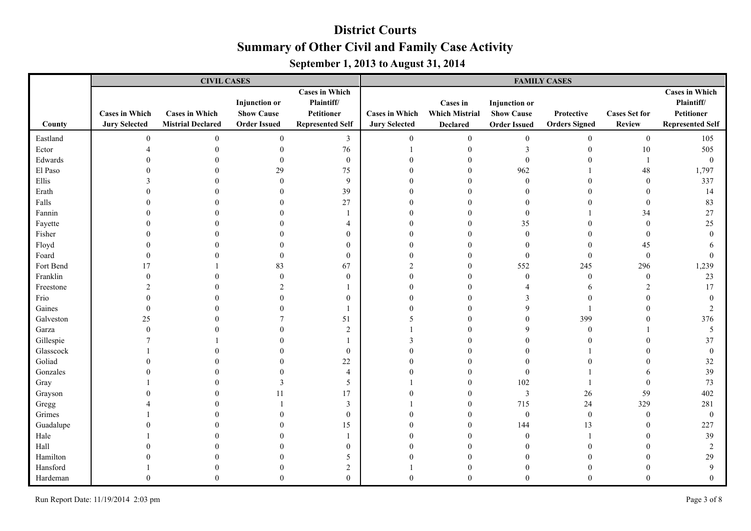# District Courts

## Summary of Other Civil and Family Case Activity

### September 1, 2013 to August 31, 2014

| County | CIVIL CASES | | | | FAMILY CASES | | | | | |
|---|---|---|---|---|---|---|---|---|---|---|
| | Cases in Which Jury Selected | Cases in Which Mistrial Declared | Injunction or Show Cause Order Issued | Cases in Which Plaintiff/ Petitioner Represented Self | Cases in Which Jury Selected | Cases in Which Mistrial Declared | Injunction or Show Cause Order Issued | Protective Orders Signed | Cases Set for Review | Cases in Which Plaintiff/ Petitioner Represented Self |
| Eastland | 0 | 0 | 0 | 3 | 0 | 0 | 0 | 0 | 0 | 105 |
| Ector | 4 | 0 | 0 | 76 | 1 | 0 | 3 | 0 | 10 | 505 |
| Edwards | 0 | 0 | 0 | 0 | 0 | 0 | 0 | 0 | 1 | 0 |
| El Paso | 0 | 0 | 29 | 75 | 0 | 0 | 962 | 1 | 48 | 1,797 |
| Ellis | 3 | 0 | 0 | 9 | 0 | 0 | 0 | 0 | 0 | 337 |
| Erath | 0 | 0 | 0 | 39 | 0 | 0 | 0 | 0 | 0 | 14 |
| Falls | 0 | 0 | 0 | 27 | 0 | 0 | 0 | 0 | 0 | 83 |
| Fannin | 0 | 0 | 0 | 1 | 0 | 0 | 0 | 1 | 34 | 27 |
| Fayette | 0 | 0 | 0 | 4 | 0 | 0 | 35 | 0 | 0 | 25 |
| Fisher | 0 | 0 | 0 | 0 | 0 | 0 | 0 | 0 | 0 | 0 |
| Floyd | 0 | 0 | 0 | 0 | 0 | 0 | 0 | 0 | 45 | 6 |
| Foard | 0 | 0 | 0 | 0 | 0 | 0 | 0 | 0 | 0 | 0 |
| Fort Bend | 17 | 1 | 83 | 67 | 2 | 0 | 552 | 245 | 296 | 1,239 |
| Franklin | 0 | 0 | 0 | 0 | 0 | 0 | 0 | 0 | 0 | 23 |
| Freestone | 2 | 0 | 2 | 1 | 0 | 0 | 4 | 6 | 2 | 17 |
| Frio | 0 | 0 | 0 | 0 | 0 | 0 | 3 | 0 | 0 | 0 |
| Gaines | 0 | 0 | 0 | 1 | 0 | 0 | 9 | 1 | 0 | 2 |
| Galveston | 25 | 0 | 7 | 51 | 5 | 0 | 0 | 399 | 0 | 376 |
| Garza | 0 | 0 | 0 | 2 | 1 | 0 | 9 | 0 | 1 | 5 |
| Gillespie | 7 | 1 | 0 | 1 | 3 | 0 | 0 | 0 | 0 | 37 |
| Glasscock | 1 | 0 | 0 | 0 | 0 | 0 | 0 | 1 | 0 | 0 |
| Goliad | 0 | 0 | 0 | 22 | 0 | 0 | 0 | 0 | 0 | 32 |
| Gonzales | 0 | 0 | 0 | 4 | 0 | 0 | 0 | 1 | 6 | 39 |
| Gray | 1 | 0 | 3 | 5 | 1 | 0 | 102 | 1 | 0 | 73 |
| Grayson | 0 | 0 | 11 | 17 | 0 | 0 | 3 | 26 | 59 | 402 |
| Gregg | 4 | 0 | 1 | 3 | 1 | 0 | 715 | 24 | 329 | 281 |
| Grimes | 1 | 0 | 0 | 0 | 0 | 0 | 0 | 0 | 0 | 0 |
| Guadalupe | 0 | 0 | 0 | 15 | 0 | 0 | 144 | 13 | 0 | 227 |
| Hale | 1 | 0 | 0 | 1 | 0 | 0 | 0 | 1 | 0 | 39 |
| Hall | 0 | 0 | 0 | 0 | 0 | 0 | 0 | 0 | 0 | 2 |
| Hamilton | 0 | 0 | 0 | 5 | 0 | 0 | 0 | 0 | 0 | 29 |
| Hansford | 1 | 0 | 0 | 2 | 1 | 0 | 0 | 0 | 0 | 9 |
| Hardeman | 0 | 0 | 0 | 0 | 0 | 0 | 0 | 0 | 0 | 0 |

Run Report Date: 11/19/2014 2:03 pm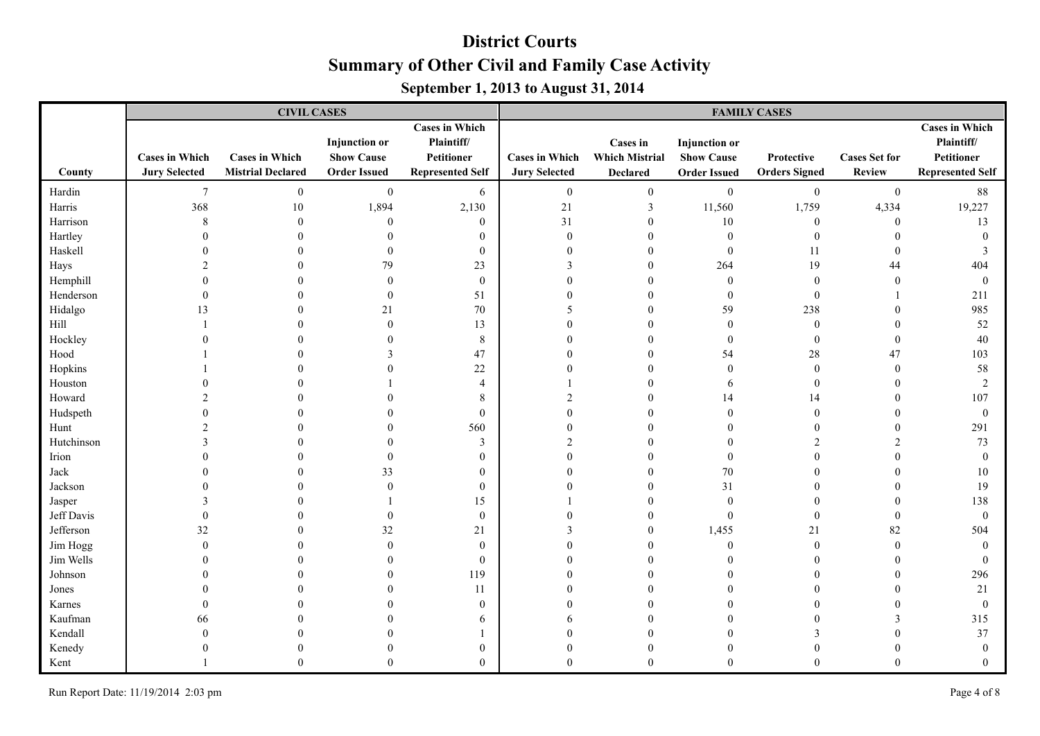# District Courts

## Summary of Other Civil and Family Case Activity

### September 1, 2013 to August 31, 2014

| County | CIVIL CASES | | | | FAMILY CASES | | | | | |
|---|---|---|---|---|---|---|---|---|---|---|
| | Cases in Which Jury Selected | Cases in Which Mistrial Declared | Injunction or Show Cause Order Issued | Cases in Which Plaintiff/ Petitioner Represented Self | Cases in Which Jury Selected | Cases in Which Mistrial Declared | Injunction or Show Cause Order Issued | Protective Orders Signed | Cases Set for Review | Cases in Which Plaintiff/ Petitioner Represented Self |
| Hardin | 7 | 0 | 0 | 6 | 0 | 0 | 0 | 0 | 0 | 88 |
| Harris | 368 | 10 | 1,894 | 2,130 | 21 | 3 | 11,560 | 1,759 | 4,334 | 19,227 |
| Harrison | 8 | 0 | 0 | 0 | 31 | 0 | 10 | 0 | 0 | 13 |
| Hartley | 0 | 0 | 0 | 0 | 0 | 0 | 0 | 0 | 0 | 0 |
| Haskell | 0 | 0 | 0 | 0 | 0 | 0 | 0 | 11 | 0 | 3 |
| Hays | 2 | 0 | 79 | 23 | 3 | 0 | 264 | 19 | 44 | 404 |
| Hemphill | 0 | 0 | 0 | 0 | 0 | 0 | 0 | 0 | 0 | 0 |
| Henderson | 0 | 0 | 0 | 51 | 0 | 0 | 0 | 0 | 1 | 211 |
| Hidalgo | 13 | 0 | 21 | 70 | 5 | 0 | 59 | 238 | 0 | 985 |
| Hill | 1 | 0 | 0 | 13 | 0 | 0 | 0 | 0 | 0 | 52 |
| Hockley | 0 | 0 | 0 | 8 | 0 | 0 | 0 | 0 | 0 | 40 |
| Hood | 1 | 0 | 3 | 47 | 0 | 0 | 54 | 28 | 47 | 103 |
| Hopkins | 1 | 0 | 0 | 22 | 0 | 0 | 0 | 0 | 0 | 58 |
| Houston | 0 | 0 | 1 | 4 | 1 | 0 | 6 | 0 | 0 | 2 |
| Howard | 2 | 0 | 0 | 8 | 2 | 0 | 14 | 14 | 0 | 107 |
| Hudspeth | 0 | 0 | 0 | 0 | 0 | 0 | 0 | 0 | 0 | 0 |
| Hunt | 2 | 0 | 0 | 560 | 0 | 0 | 0 | 0 | 0 | 291 |
| Hutchinson | 3 | 0 | 0 | 3 | 2 | 0 | 0 | 2 | 2 | 73 |
| Irion | 0 | 0 | 0 | 0 | 0 | 0 | 0 | 0 | 0 | 0 |
| Jack | 0 | 0 | 33 | 0 | 0 | 0 | 70 | 0 | 0 | 10 |
| Jackson | 0 | 0 | 0 | 0 | 0 | 0 | 31 | 0 | 0 | 19 |
| Jasper | 3 | 0 | 1 | 15 | 1 | 0 | 0 | 0 | 0 | 138 |
| Jeff Davis | 0 | 0 | 0 | 0 | 0 | 0 | 0 | 0 | 0 | 0 |
| Jefferson | 32 | 0 | 32 | 21 | 3 | 0 | 1,455 | 21 | 82 | 504 |
| Jim Hogg | 0 | 0 | 0 | 0 | 0 | 0 | 0 | 0 | 0 | 0 |
| Jim Wells | 0 | 0 | 0 | 0 | 0 | 0 | 0 | 0 | 0 | 0 |
| Johnson | 0 | 0 | 0 | 119 | 0 | 0 | 0 | 0 | 0 | 296 |
| Jones | 0 | 0 | 0 | 11 | 0 | 0 | 0 | 0 | 0 | 21 |
| Karnes | 0 | 0 | 0 | 0 | 0 | 0 | 0 | 0 | 0 | 0 |
| Kaufman | 66 | 0 | 0 | 6 | 6 | 0 | 0 | 0 | 3 | 315 |
| Kendall | 0 | 0 | 0 | 1 | 0 | 0 | 0 | 3 | 0 | 37 |
| Kenedy | 0 | 0 | 0 | 0 | 0 | 0 | 0 | 0 | 0 | 0 |
| Kent | 1 | 0 | 0 | 0 | 0 | 0 | 0 | 0 | 0 | 0 |

Run Report Date: 11/19/2014 2:03 pm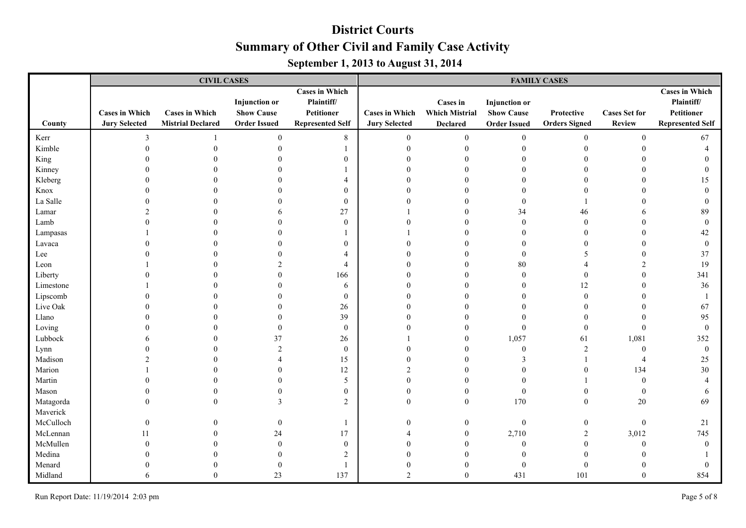# District Courts

## Summary of Other Civil and Family Case Activity

### September 1, 2013 to August 31, 2014

| | CIVIL CASES | | | | FAMILY CASES | | | | | |
|---|---|---|---|---|---|---|---|---|---|---|
| County | Cases in Which Jury Selected | Cases in Which Mistrial Declared | Injunction or Show Cause Order Issued | Cases in Which Plaintiff/ Petitioner Represented Self | Cases in Which Jury Selected | Cases in Which Mistrial Declared | Injunction or Show Cause Order Issued | Protective Orders Signed | Cases Set for Review | Cases in Which Plaintiff/ Petitioner Represented Self |
| Kerr | 3 | 1 | 0 | 8 | 0 | 0 | 0 | 0 | 0 | 67 |
| Kimble | 0 | 0 | 0 | 1 | 0 | 0 | 0 | 0 | 0 | 4 |
| King | 0 | 0 | 0 | 0 | 0 | 0 | 0 | 0 | 0 | 0 |
| Kinney | 0 | 0 | 0 | 1 | 0 | 0 | 0 | 0 | 0 | 0 |
| Kleberg | 0 | 0 | 0 | 4 | 0 | 0 | 0 | 0 | 0 | 15 |
| Knox | 0 | 0 | 0 | 0 | 0 | 0 | 0 | 0 | 0 | 0 |
| La Salle | 0 | 0 | 0 | 0 | 0 | 0 | 0 | 1 | 0 | 0 |
| Lamar | 2 | 0 | 6 | 27 | 1 | 0 | 34 | 46 | 6 | 89 |
| Lamb | 0 | 0 | 0 | 0 | 0 | 0 | 0 | 0 | 0 | 0 |
| Lampasas | 1 | 0 | 0 | 1 | 1 | 0 | 0 | 0 | 0 | 42 |
| Lavaca | 0 | 0 | 0 | 0 | 0 | 0 | 0 | 0 | 0 | 0 |
| Lee | 0 | 0 | 0 | 4 | 0 | 0 | 0 | 5 | 0 | 37 |
| Leon | 1 | 0 | 2 | 4 | 0 | 0 | 80 | 4 | 2 | 19 |
| Liberty | 0 | 0 | 0 | 166 | 0 | 0 | 0 | 0 | 0 | 341 |
| Limestone | 1 | 0 | 0 | 6 | 0 | 0 | 0 | 12 | 0 | 36 |
| Lipscomb | 0 | 0 | 0 | 0 | 0 | 0 | 0 | 0 | 0 | 1 |
| Live Oak | 0 | 0 | 0 | 26 | 0 | 0 | 0 | 0 | 0 | 67 |
| Llano | 0 | 0 | 0 | 39 | 0 | 0 | 0 | 0 | 0 | 95 |
| Loving | 0 | 0 | 0 | 0 | 0 | 0 | 0 | 0 | 0 | 0 |
| Lubbock | 6 | 0 | 37 | 26 | 1 | 0 | 1,057 | 61 | 1,081 | 352 |
| Lynn | 0 | 0 | 2 | 0 | 0 | 0 | 0 | 2 | 0 | 0 |
| Madison | 2 | 0 | 4 | 15 | 0 | 0 | 3 | 1 | 4 | 25 |
| Marion | 1 | 0 | 0 | 12 | 2 | 0 | 0 | 0 | 134 | 30 |
| Martin | 0 | 0 | 0 | 5 | 0 | 0 | 0 | 1 | 0 | 4 |
| Mason | 0 | 0 | 0 | 0 | 0 | 0 | 0 | 0 | 0 | 6 |
| Matagorda | 0 | 0 | 3 | 2 | 0 | 0 | 170 | 0 | 20 | 69 |
| Maverick | | | | | | | | | | |
| McCulloch | 0 | 0 | 0 | 1 | 0 | 0 | 0 | 0 | 0 | 21 |
| McLennan | 11 | 0 | 24 | 17 | 4 | 0 | 2,710 | 2 | 3,012 | 745 |
| McMullen | 0 | 0 | 0 | 0 | 0 | 0 | 0 | 0 | 0 | 0 |
| Medina | 0 | 0 | 0 | 2 | 0 | 0 | 0 | 0 | 0 | 1 |
| Menard | 0 | 0 | 0 | 1 | 0 | 0 | 0 | 0 | 0 | 0 |
| Midland | 6 | 0 | 23 | 137 | 2 | 0 | 431 | 101 | 0 | 854 |

Run Report Date: 11/19/2014 2:03 pm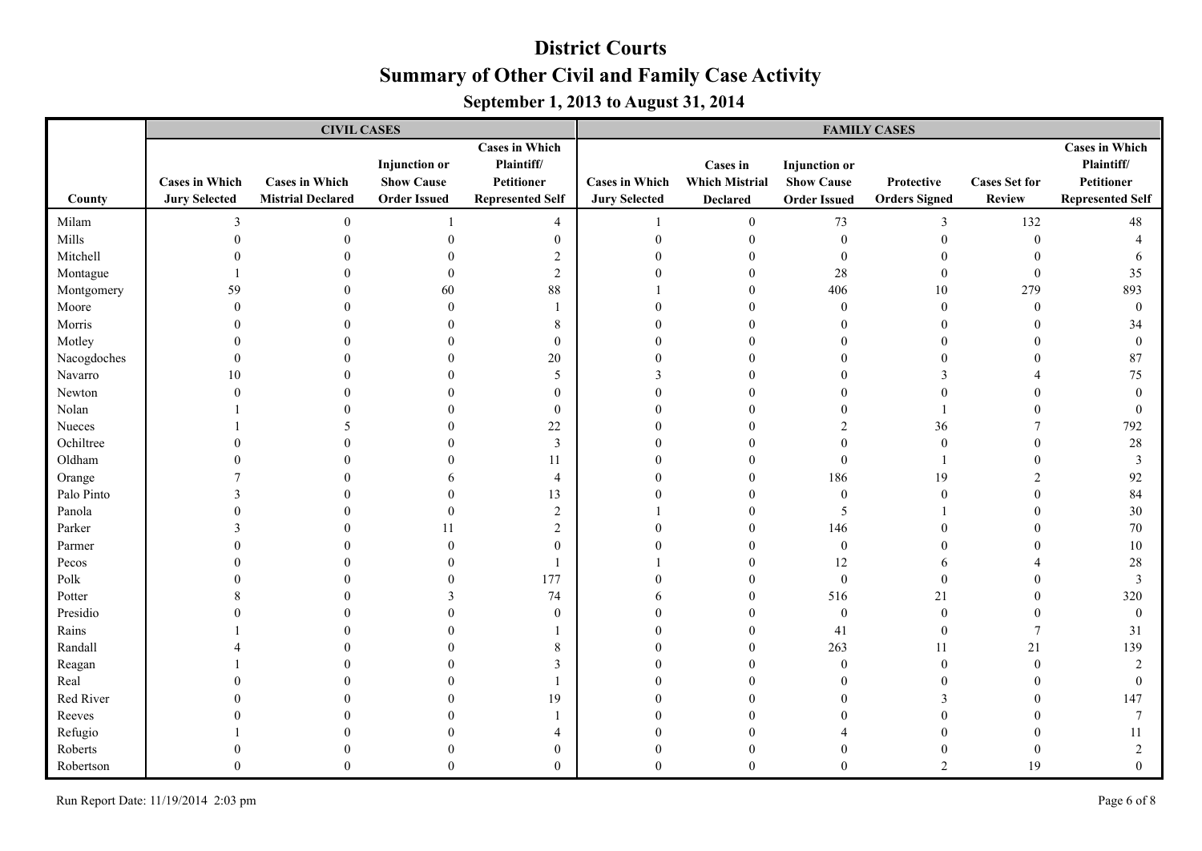# District Courts

## Summary of Other Civil and Family Case Activity

### September 1, 2013 to August 31, 2014

| County | CIVIL CASES | | | | FAMILY CASES | | | | | |
|---|---|---|---|---|---|---|---|---|---|---|
| | Cases in Which Jury Selected | Cases in Which Mistrial Declared | Injunction or Show Cause Order Issued | Cases in Which Plaintiff/ Petitioner Represented Self | Cases in Which Jury Selected | Cases in Which Mistrial Declared | Injunction or Show Cause Order Issued | Protective Orders Signed | Cases Set for Review | Cases in Which Plaintiff/ Petitioner Represented Self |
| Milam | 3 | 0 | 1 | 4 | 1 | 0 | 73 | 3 | 132 | 48 |
| Mills | 0 | 0 | 0 | 0 | 0 | 0 | 0 | 0 | 0 | 4 |
| Mitchell | 0 | 0 | 0 | 2 | 0 | 0 | 0 | 0 | 0 | 6 |
| Montague | 1 | 0 | 0 | 2 | 0 | 0 | 28 | 0 | 0 | 35 |
| Montgomery | 59 | 0 | 60 | 88 | 1 | 0 | 406 | 10 | 279 | 893 |
| Moore | 0 | 0 | 0 | 1 | 0 | 0 | 0 | 0 | 0 | 0 |
| Morris | 0 | 0 | 0 | 8 | 0 | 0 | 0 | 0 | 0 | 34 |
| Motley | 0 | 0 | 0 | 0 | 0 | 0 | 0 | 0 | 0 | 0 |
| Nacogdoches | 0 | 0 | 0 | 20 | 0 | 0 | 0 | 0 | 0 | 87 |
| Navarro | 10 | 0 | 0 | 5 | 3 | 0 | 0 | 3 | 4 | 75 |
| Newton | 0 | 0 | 0 | 0 | 0 | 0 | 0 | 0 | 0 | 0 |
| Nolan | 1 | 0 | 0 | 0 | 0 | 0 | 0 | 1 | 0 | 0 |
| Nueces | 1 | 5 | 0 | 22 | 0 | 0 | 2 | 36 | 7 | 792 |
| Ochiltree | 0 | 0 | 0 | 3 | 0 | 0 | 0 | 0 | 0 | 28 |
| Oldham | 0 | 0 | 0 | 11 | 0 | 0 | 0 | 1 | 0 | 3 |
| Orange | 7 | 0 | 6 | 4 | 0 | 0 | 186 | 19 | 2 | 92 |
| Palo Pinto | 3 | 0 | 0 | 13 | 0 | 0 | 0 | 0 | 0 | 84 |
| Panola | 0 | 0 | 0 | 2 | 1 | 0 | 5 | 1 | 0 | 30 |
| Parker | 3 | 0 | 11 | 2 | 0 | 0 | 146 | 0 | 0 | 70 |
| Parmer | 0 | 0 | 0 | 0 | 0 | 0 | 0 | 0 | 0 | 10 |
| Pecos | 0 | 0 | 0 | 1 | 1 | 0 | 12 | 6 | 4 | 28 |
| Polk | 0 | 0 | 0 | 177 | 0 | 0 | 0 | 0 | 0 | 3 |
| Potter | 8 | 0 | 3 | 74 | 6 | 0 | 516 | 21 | 0 | 320 |
| Presidio | 0 | 0 | 0 | 0 | 0 | 0 | 0 | 0 | 0 | 0 |
| Rains | 1 | 0 | 0 | 1 | 0 | 0 | 41 | 0 | 7 | 31 |
| Randall | 4 | 0 | 0 | 8 | 0 | 0 | 263 | 11 | 21 | 139 |
| Reagan | 1 | 0 | 0 | 3 | 0 | 0 | 0 | 0 | 0 | 2 |
| Real | 0 | 0 | 0 | 1 | 0 | 0 | 0 | 0 | 0 | 0 |
| Red River | 0 | 0 | 0 | 19 | 0 | 0 | 0 | 3 | 0 | 147 |
| Reeves | 0 | 0 | 0 | 1 | 0 | 0 | 0 | 0 | 0 | 7 |
| Refugio | 1 | 0 | 0 | 4 | 0 | 0 | 4 | 0 | 0 | 11 |
| Roberts | 0 | 0 | 0 | 0 | 0 | 0 | 0 | 0 | 0 | 2 |
| Robertson | 0 | 0 | 0 | 0 | 0 | 0 | 0 | 2 | 19 | 0 |

Run Report Date: 11/19/2014 2:03 pm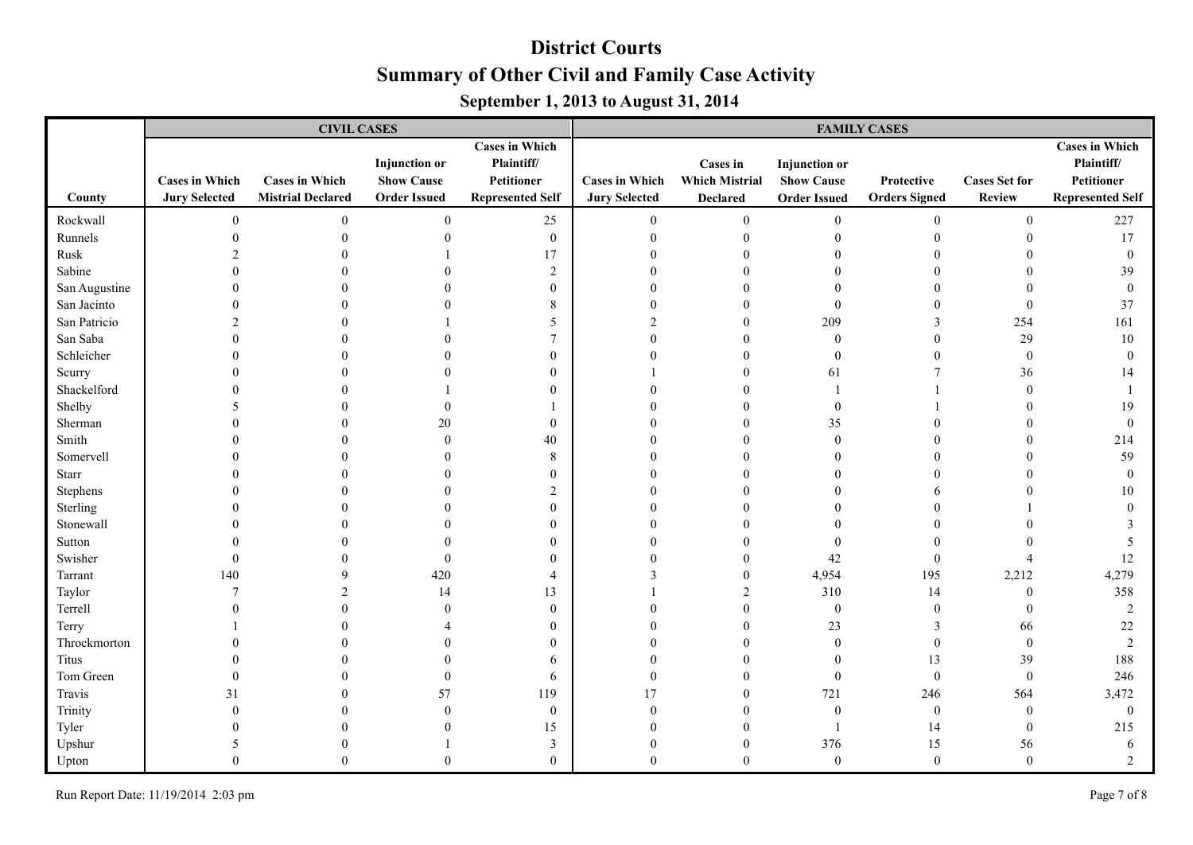# District Courts

## Summary of Other Civil and Family Case Activity

### September 1, 2013 to August 31, 2014

| | CIVIL CASES | | | | FAMILY CASES | | | | | |
|---|---|---|---|---|---|---|---|---|---|---|
| County | Cases in Which Jury Selected | Cases in Which Mistrial Declared | Injunction or Show Cause Order Issued | Cases in Which Plaintiff/ Petitioner Represented Self | Cases in Which Jury Selected | Cases in Which Mistrial Declared | Injunction or Show Cause Order Issued | Protective Orders Signed | Cases Set for Review | Cases in Which Plaintiff/ Petitioner Represented Self |
| Rockwall | 0 | 0 | 0 | 25 | 0 | 0 | 0 | 0 | 0 | 227 |
| Runnels | 0 | 0 | 0 | 0 | 0 | 0 | 0 | 0 | 0 | 17 |
| Rusk | 2 | 0 | 1 | 17 | 0 | 0 | 0 | 0 | 0 | 0 |
| Sabine | 0 | 0 | 0 | 2 | 0 | 0 | 0 | 0 | 0 | 39 |
| San Augustine | 0 | 0 | 0 | 0 | 0 | 0 | 0 | 0 | 0 | 0 |
| San Jacinto | 0 | 0 | 0 | 8 | 0 | 0 | 0 | 0 | 0 | 37 |
| San Patricio | 2 | 0 | 1 | 5 | 2 | 0 | 209 | 3 | 254 | 161 |
| San Saba | 0 | 0 | 0 | 7 | 0 | 0 | 0 | 0 | 29 | 10 |
| Schleicher | 0 | 0 | 0 | 0 | 0 | 0 | 0 | 0 | 0 | 0 |
| Scurry | 0 | 0 | 0 | 0 | 1 | 0 | 61 | 7 | 36 | 14 |
| Shackelford | 0 | 0 | 1 | 0 | 0 | 0 | 1 | 1 | 0 | 1 |
| Shelby | 5 | 0 | 0 | 1 | 0 | 0 | 0 | 1 | 0 | 19 |
| Sherman | 0 | 0 | 20 | 0 | 0 | 0 | 35 | 0 | 0 | 0 |
| Smith | 0 | 0 | 0 | 40 | 0 | 0 | 0 | 0 | 0 | 214 |
| Somervell | 0 | 0 | 0 | 8 | 0 | 0 | 0 | 0 | 0 | 59 |
| Starr | 0 | 0 | 0 | 0 | 0 | 0 | 0 | 0 | 0 | 0 |
| Stephens | 0 | 0 | 0 | 2 | 0 | 0 | 0 | 6 | 0 | 10 |
| Sterling | 0 | 0 | 0 | 0 | 0 | 0 | 0 | 0 | 1 | 0 |
| Stonewall | 0 | 0 | 0 | 0 | 0 | 0 | 0 | 0 | 0 | 3 |
| Sutton | 0 | 0 | 0 | 0 | 0 | 0 | 0 | 0 | 0 | 5 |
| Swisher | 0 | 0 | 0 | 0 | 0 | 0 | 42 | 0 | 4 | 12 |
| Tarrant | 140 | 9 | 420 | 4 | 3 | 0 | 4,954 | 195 | 2,212 | 4,279 |
| Taylor | 7 | 2 | 14 | 13 | 1 | 2 | 310 | 14 | 0 | 358 |
| Terrell | 0 | 0 | 0 | 0 | 0 | 0 | 0 | 0 | 0 | 2 |
| Terry | 1 | 0 | 4 | 0 | 0 | 0 | 23 | 3 | 66 | 22 |
| Throckmorton | 0 | 0 | 0 | 0 | 0 | 0 | 0 | 0 | 0 | 2 |
| Titus | 0 | 0 | 0 | 6 | 0 | 0 | 0 | 13 | 39 | 188 |
| Tom Green | 0 | 0 | 0 | 6 | 0 | 0 | 0 | 0 | 0 | 246 |
| Travis | 31 | 0 | 57 | 119 | 17 | 0 | 721 | 246 | 564 | 3,472 |
| Trinity | 0 | 0 | 0 | 0 | 0 | 0 | 0 | 0 | 0 | 0 |
| Tyler | 0 | 0 | 0 | 15 | 0 | 0 | 1 | 14 | 0 | 215 |
| Upshur | 5 | 0 | 1 | 3 | 0 | 0 | 376 | 15 | 56 | 6 |
| Upton | 0 | 0 | 0 | 0 | 0 | 0 | 0 | 0 | 0 | 2 |

Run Report Date: 11/19/2014 2:03 pm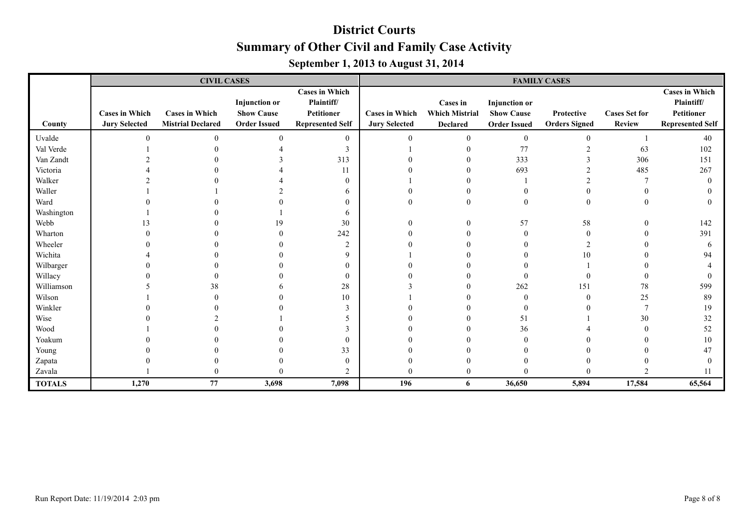# District Courts

## Summary of Other Civil and Family Case Activity

### September 1, 2013 to August 31, 2014

| | CIVIL CASES | | | | FAMILY CASES | | | | | |
|---|---|---|---|---|---|---|---|---|---|---|
| County | Cases in Which Jury Selected | Cases in Which Mistrial Declared | Injunction or Show Cause Order Issued | Cases in Which Plaintiff/ Petitioner Represented Self | Cases in Which Jury Selected | Cases in Which Mistrial Declared | Injunction or Show Cause Order Issued | Protective Orders Signed | Cases Set for Review | Cases in Which Plaintiff/ Petitioner Represented Self |
| Uvalde | 0 | 0 | 0 | 0 | 0 | 0 | 0 | 0 | 1 | 40 |
| Val Verde | 1 | 0 | 4 | 3 | 1 | 0 | 77 | 2 | 63 | 102 |
| Van Zandt | 2 | 0 | 3 | 313 | 0 | 0 | 333 | 3 | 306 | 151 |
| Victoria | 4 | 0 | 4 | 11 | 0 | 0 | 693 | 2 | 485 | 267 |
| Walker | 2 | 0 | 4 | 0 | 1 | 0 | 1 | 2 | 7 | 0 |
| Waller | 1 | 1 | 2 | 6 | 0 | 0 | 0 | 0 | 0 | 0 |
| Ward | 0 | 0 | 0 | 0 | 0 | 0 | 0 | 0 | 0 | 0 |
| Washington | 1 | 0 | 1 | 6 | | | | | | |
| Webb | 13 | 0 | 19 | 30 | 0 | 0 | 57 | 58 | 0 | 142 |
| Wharton | 0 | 0 | 0 | 242 | 0 | 0 | 0 | 0 | 0 | 391 |
| Wheeler | 0 | 0 | 0 | 2 | 0 | 0 | 0 | 2 | 0 | 6 |
| Wichita | 4 | 0 | 0 | 9 | 1 | 0 | 0 | 10 | 0 | 94 |
| Wilbarger | 0 | 0 | 0 | 0 | 0 | 0 | 0 | 1 | 0 | 4 |
| Willacy | 0 | 0 | 0 | 0 | 0 | 0 | 0 | 0 | 0 | 0 |
| Williamson | 5 | 38 | 6 | 28 | 3 | 0 | 262 | 151 | 78 | 599 |
| Wilson | 1 | 0 | 0 | 10 | 1 | 0 | 0 | 0 | 25 | 89 |
| Winkler | 0 | 0 | 0 | 3 | 0 | 0 | 0 | 0 | 7 | 19 |
| Wise | 0 | 2 | 1 | 5 | 0 | 0 | 51 | 1 | 30 | 32 |
| Wood | 1 | 0 | 0 | 3 | 0 | 0 | 36 | 4 | 0 | 52 |
| Yoakum | 0 | 0 | 0 | 0 | 0 | 0 | 0 | 0 | 0 | 10 |
| Young | 0 | 0 | 0 | 33 | 0 | 0 | 0 | 0 | 0 | 47 |
| Zapata | 0 | 0 | 0 | 0 | 0 | 0 | 0 | 0 | 0 | 0 |
| Zavala | 1 | 0 | 0 | 2 | 0 | 0 | 0 | 0 | 2 | 11 |
| **TOTALS** | **1,270** | **77** | **3,698** | **7,098** | **196** | **6** | **36,650** | **5,894** | **17,584** | **65,564** |

Run Report Date: 11/19/2014 2:03 pm